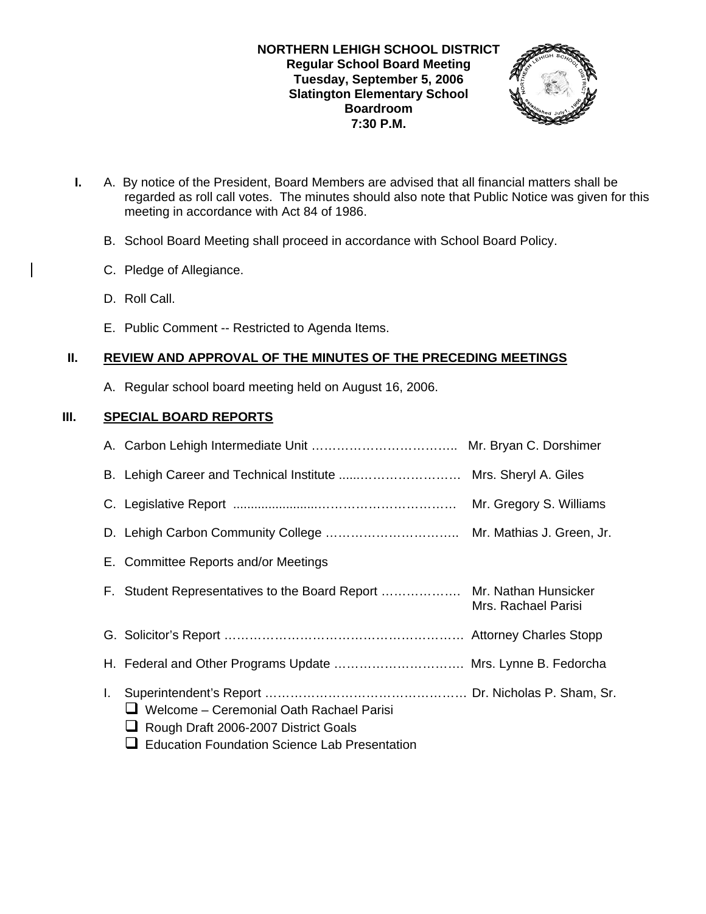**NORTHERN LEHIGH SCHOOL DISTRICT**
**Regular School Board Meeting**
**Tuesday, September 5, 2006**
**Slatington Elementary School**
**Boardroom**
**7:30 P.M.**

**I.** A. By notice of the President, Board Members are advised that all financial matters shall be regarded as roll call votes. The minutes should also note that Public Notice was given for this meeting in accordance with Act 84 of 1986.

B. School Board Meeting shall proceed in accordance with School Board Policy.

C. Pledge of Allegiance.

D. Roll Call.

E. Public Comment -- Restricted to Agenda Items.

## II. REVIEW AND APPROVAL OF THE MINUTES OF THE PRECEDING MEETINGS

A. Regular school board meeting held on August 16, 2006.

## III. SPECIAL BOARD REPORTS

A. Carbon Lehigh Intermediate Unit …………………………….. Mr. Bryan C. Dorshimer

B. Lehigh Career and Technical Institute .....…………………… Mrs. Sheryl A. Giles

C. Legislative Report .......................………………………….. Mr. Gregory S. Williams

D. Lehigh Carbon Community College ………………………….. Mr. Mathias J. Green, Jr.

E. Committee Reports and/or Meetings

F. Student Representatives to the Board Report ………………. Mr. Nathan Hunsicker, Mrs. Rachael Parisi

G. Solicitor's Report …………………………………………………. Attorney Charles Stopp

H. Federal and Other Programs Update …………………………. Mrs. Lynne B. Fedorcha

I. Superintendent's Report …………………………………………. Dr. Nicholas P. Sham, Sr.

- Welcome – Ceremonial Oath Rachael Parisi
- Rough Draft 2006-2007 District Goals
- Education Foundation Science Lab Presentation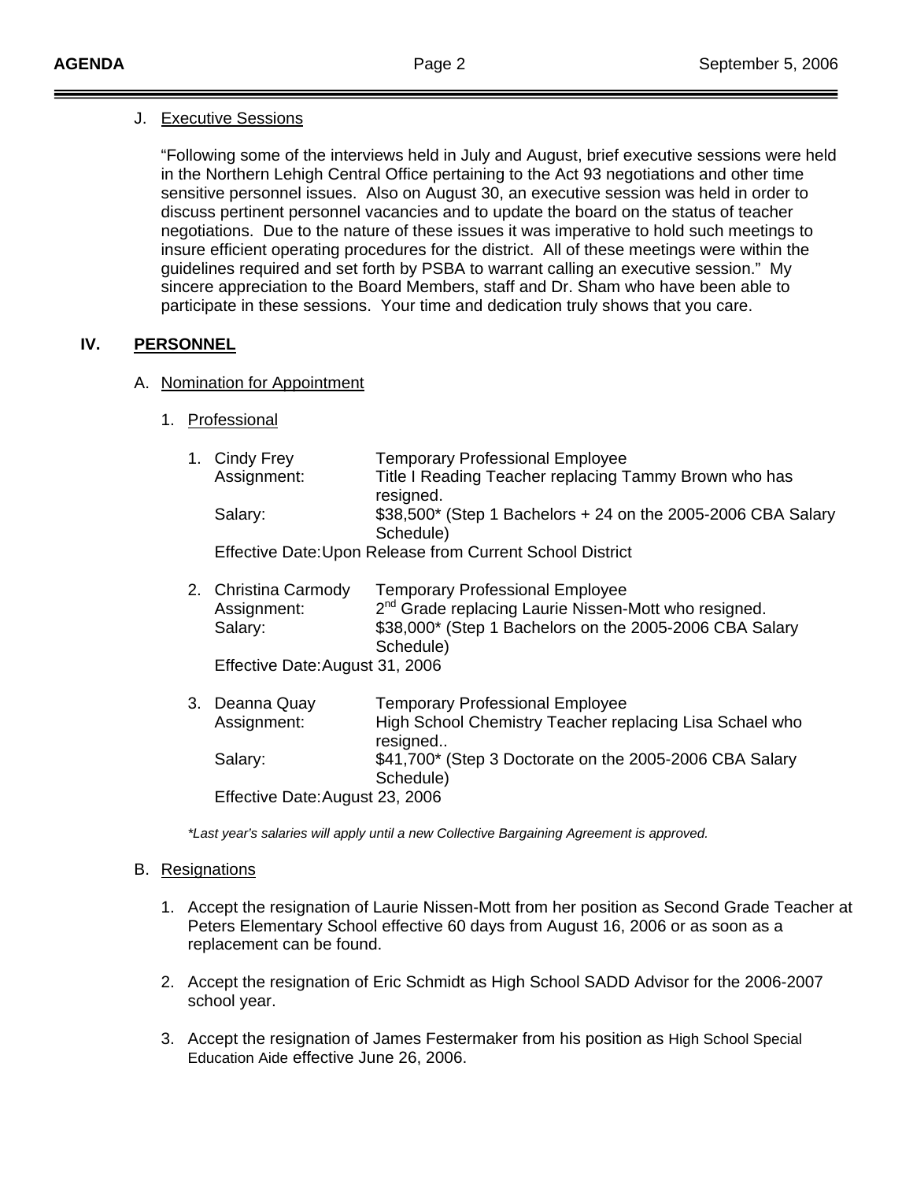J. Executive Sessions

"Following some of the interviews held in July and August, brief executive sessions were held in the Northern Lehigh Central Office pertaining to the Act 93 negotiations and other time sensitive personnel issues. Also on August 30, an executive session was held in order to discuss pertinent personnel vacancies and to update the board on the status of teacher negotiations. Due to the nature of these issues it was imperative to hold such meetings to insure efficient operating procedures for the district. All of these meetings were within the guidelines required and set forth by PSBA to warrant calling an executive session." My sincere appreciation to the Board Members, staff and Dr. Sham who have been able to participate in these sessions. Your time and dedication truly shows that you care.

## IV. PERSONNEL

A. Nomination for Appointment

1. Professional

1. Cindy Frey — Temporary Professional Employee
   Assignment: Title I Reading Teacher replacing Tammy Brown who has resigned.
   Salary: $38,500* (Step 1 Bachelors + 24 on the 2005-2006 CBA Salary Schedule)
   Effective Date: Upon Release from Current School District

2. Christina Carmody — Temporary Professional Employee
   Assignment: 2nd Grade replacing Laurie Nissen-Mott who resigned.
   Salary: $38,000* (Step 1 Bachelors on the 2005-2006 CBA Salary Schedule)
   Effective Date: August 31, 2006

3. Deanna Quay — Temporary Professional Employee
   Assignment: High School Chemistry Teacher replacing Lisa Schael who resigned..
   Salary: $41,700* (Step 3 Doctorate on the 2005-2006 CBA Salary Schedule)
   Effective Date: August 23, 2006

*\*Last year's salaries will apply until a new Collective Bargaining Agreement is approved.*

B. Resignations

1. Accept the resignation of Laurie Nissen-Mott from her position as Second Grade Teacher at Peters Elementary School effective 60 days from August 16, 2006 or as soon as a replacement can be found.

2. Accept the resignation of Eric Schmidt as High School SADD Advisor for the 2006-2007 school year.

3. Accept the resignation of James Festermaker from his position as High School Special Education Aide effective June 26, 2006.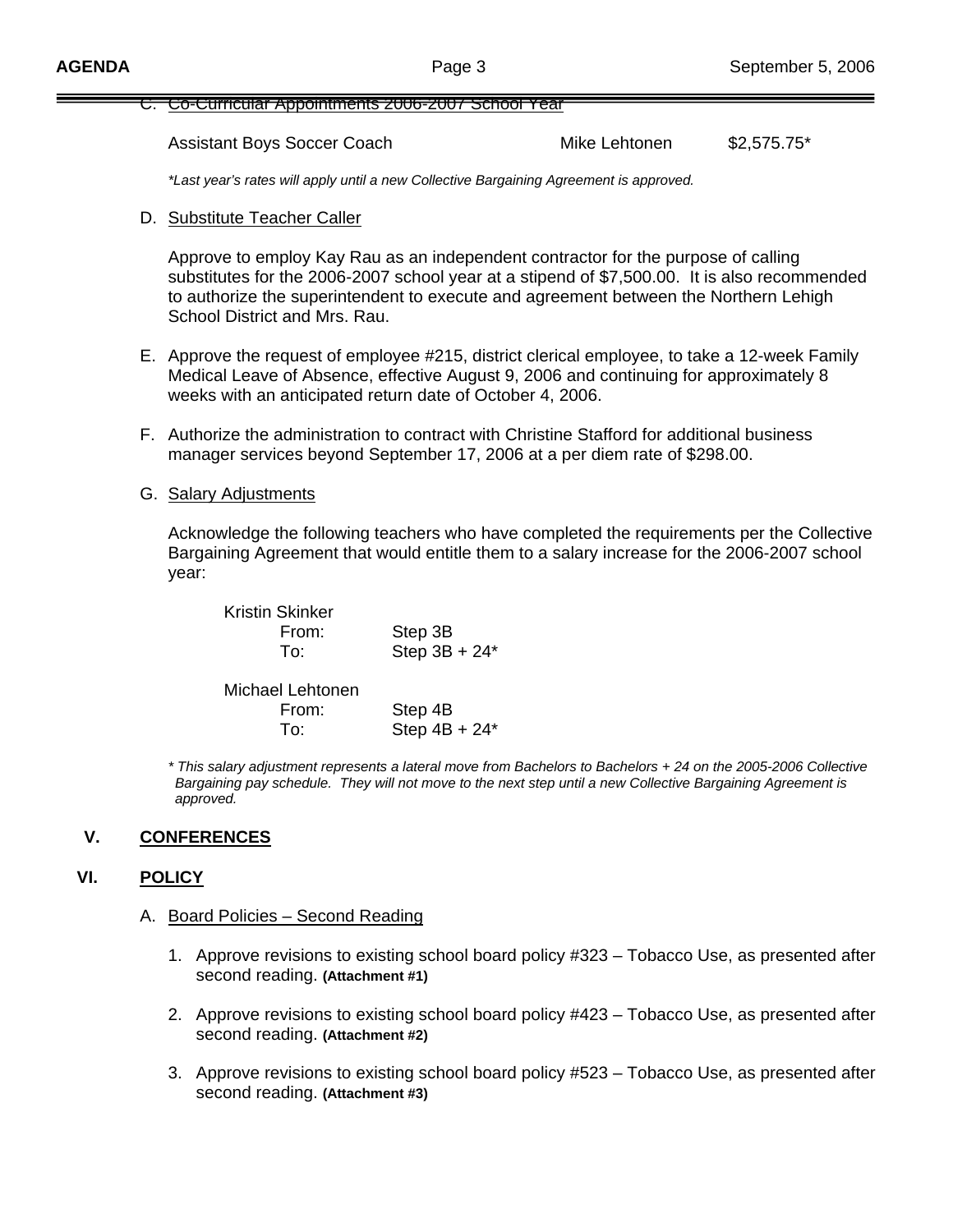C. Co-Curricular Appointments 2006-2007 School Year

| | | |
|---|---|---|
| Assistant Boys Soccer Coach | Mike Lehtonen | $2,575.75* |

*Last year's rates will apply until a new Collective Bargaining Agreement is approved.*

D. Substitute Teacher Caller

Approve to employ Kay Rau as an independent contractor for the purpose of calling substitutes for the 2006-2007 school year at a stipend of $7,500.00. It is also recommended to authorize the superintendent to execute and agreement between the Northern Lehigh School District and Mrs. Rau.

E. Approve the request of employee #215, district clerical employee, to take a 12-week Family Medical Leave of Absence, effective August 9, 2006 and continuing for approximately 8 weeks with an anticipated return date of October 4, 2006.

F. Authorize the administration to contract with Christine Stafford for additional business manager services beyond September 17, 2006 at a per diem rate of $298.00.

G. Salary Adjustments

Acknowledge the following teachers who have completed the requirements per the Collective Bargaining Agreement that would entitle them to a salary increase for the 2006-2007 school year:

Kristin Skinker
- From: Step 3B
- To: Step 3B + 24*

Michael Lehtonen
- From: Step 4B
- To: Step 4B + 24*

*\* This salary adjustment represents a lateral move from Bachelors to Bachelors + 24 on the 2005-2006 Collective Bargaining pay schedule. They will not move to the next step until a new Collective Bargaining Agreement is approved.*

## V. CONFERENCES

## VI. POLICY

A. Board Policies – Second Reading

1. Approve revisions to existing school board policy #323 – Tobacco Use, as presented after second reading. **(Attachment #1)**

2. Approve revisions to existing school board policy #423 – Tobacco Use, as presented after second reading. **(Attachment #2)**

3. Approve revisions to existing school board policy #523 – Tobacco Use, as presented after second reading. **(Attachment #3)**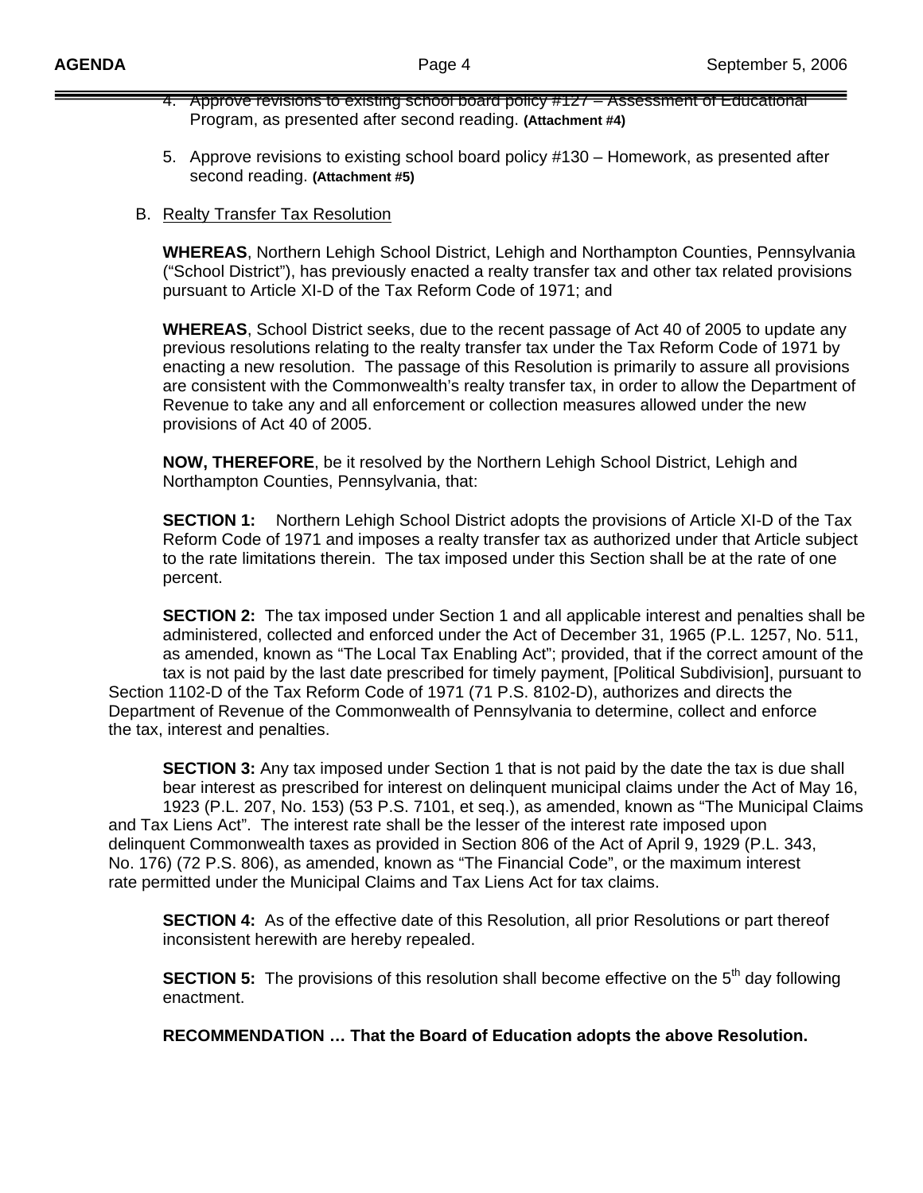4. Approve revisions to existing school board policy #127 – Assessment of Educational Program, as presented after second reading. **(Attachment #4)**

5. Approve revisions to existing school board policy #130 – Homework, as presented after second reading. **(Attachment #5)**

B. Realty Transfer Tax Resolution

**WHEREAS**, Northern Lehigh School District, Lehigh and Northampton Counties, Pennsylvania ("School District"), has previously enacted a realty transfer tax and other tax related provisions pursuant to Article XI-D of the Tax Reform Code of 1971; and

**WHEREAS**, School District seeks, due to the recent passage of Act 40 of 2005 to update any previous resolutions relating to the realty transfer tax under the Tax Reform Code of 1971 by enacting a new resolution. The passage of this Resolution is primarily to assure all provisions are consistent with the Commonwealth's realty transfer tax, in order to allow the Department of Revenue to take any and all enforcement or collection measures allowed under the new provisions of Act 40 of 2005.

**NOW, THEREFORE**, be it resolved by the Northern Lehigh School District, Lehigh and Northampton Counties, Pennsylvania, that:

**SECTION 1:** Northern Lehigh School District adopts the provisions of Article XI-D of the Tax Reform Code of 1971 and imposes a realty transfer tax as authorized under that Article subject to the rate limitations therein. The tax imposed under this Section shall be at the rate of one percent.

**SECTION 2:** The tax imposed under Section 1 and all applicable interest and penalties shall be administered, collected and enforced under the Act of December 31, 1965 (P.L. 1257, No. 511, as amended, known as "The Local Tax Enabling Act"; provided, that if the correct amount of the tax is not paid by the last date prescribed for timely payment, [Political Subdivision], pursuant to Section 1102-D of the Tax Reform Code of 1971 (71 P.S. 8102-D), authorizes and directs the Department of Revenue of the Commonwealth of Pennsylvania to determine, collect and enforce the tax, interest and penalties.

**SECTION 3:** Any tax imposed under Section 1 that is not paid by the date the tax is due shall bear interest as prescribed for interest on delinquent municipal claims under the Act of May 16, 1923 (P.L. 207, No. 153) (53 P.S. 7101, et seq.), as amended, known as "The Municipal Claims and Tax Liens Act". The interest rate shall be the lesser of the interest rate imposed upon delinquent Commonwealth taxes as provided in Section 806 of the Act of April 9, 1929 (P.L. 343, No. 176) (72 P.S. 806), as amended, known as "The Financial Code", or the maximum interest rate permitted under the Municipal Claims and Tax Liens Act for tax claims.

**SECTION 4:** As of the effective date of this Resolution, all prior Resolutions or part thereof inconsistent herewith are hereby repealed.

**SECTION 5:** The provisions of this resolution shall become effective on the 5th day following enactment.

**RECOMMENDATION … That the Board of Education adopts the above Resolution.**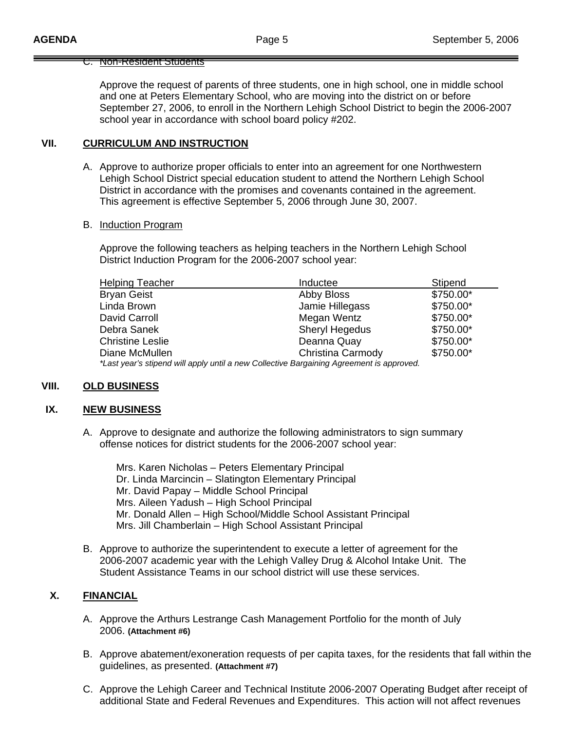C. Non-Resident Students

Approve the request of parents of three students, one in high school, one in middle school and one at Peters Elementary School, who are moving into the district on or before September 27, 2006, to enroll in the Northern Lehigh School District to begin the 2006-2007 school year in accordance with school board policy #202.

## VII. CURRICULUM AND INSTRUCTION

A. Approve to authorize proper officials to enter into an agreement for one Northwestern Lehigh School District special education student to attend the Northern Lehigh School District in accordance with the promises and covenants contained in the agreement. This agreement is effective September 5, 2006 through June 30, 2007.

B. Induction Program

Approve the following teachers as helping teachers in the Northern Lehigh School District Induction Program for the 2006-2007 school year:

| Helping Teacher | Inductee | Stipend |
|---|---|---|
| Bryan Geist | Abby Bloss | $750.00* |
| Linda Brown | Jamie Hillegass | $750.00* |
| David Carroll | Megan Wentz | $750.00* |
| Debra Sanek | Sheryl Hegedus | $750.00* |
| Christine Leslie | Deanna Quay | $750.00* |
| Diane McMullen | Christina Carmody | $750.00* |

*\*Last year's stipend will apply until a new Collective Bargaining Agreement is approved.*

## VIII. OLD BUSINESS

## IX. NEW BUSINESS

A. Approve to designate and authorize the following administrators to sign summary offense notices for district students for the 2006-2007 school year:

Mrs. Karen Nicholas – Peters Elementary Principal
Dr. Linda Marcincin – Slatington Elementary Principal
Mr. David Papay – Middle School Principal
Mrs. Aileen Yadush – High School Principal
Mr. Donald Allen – High School/Middle School Assistant Principal
Mrs. Jill Chamberlain – High School Assistant Principal

B. Approve to authorize the superintendent to execute a letter of agreement for the 2006-2007 academic year with the Lehigh Valley Drug & Alcohol Intake Unit. The Student Assistance Teams in our school district will use these services.

## X. FINANCIAL

A. Approve the Arthurs Lestrange Cash Management Portfolio for the month of July 2006. **(Attachment #6)**

B. Approve abatement/exoneration requests of per capita taxes, for the residents that fall within the guidelines, as presented. **(Attachment #7)**

C. Approve the Lehigh Career and Technical Institute 2006-2007 Operating Budget after receipt of additional State and Federal Revenues and Expenditures. This action will not affect revenues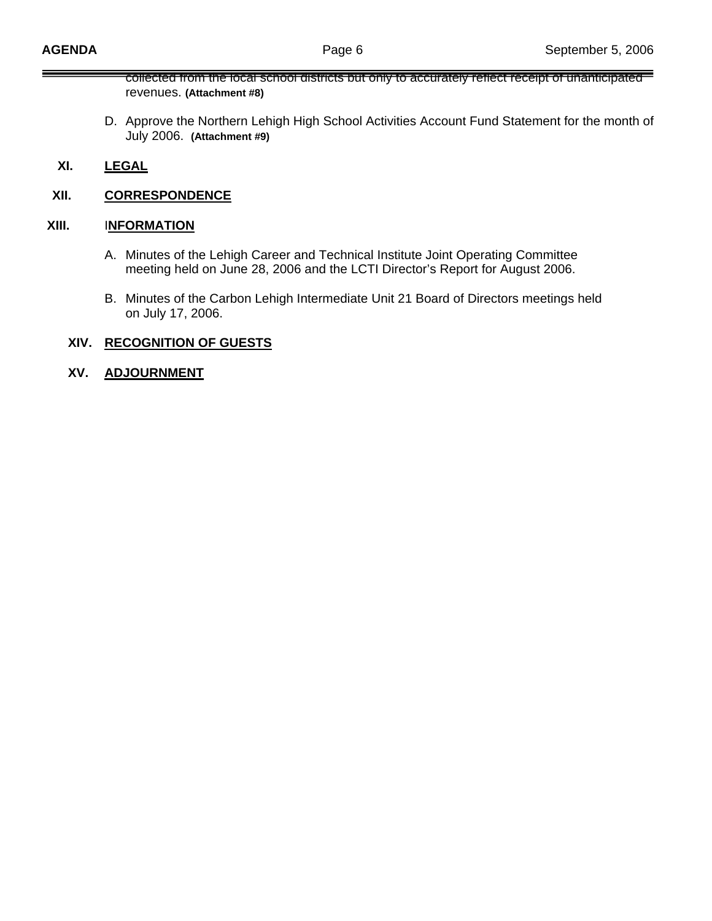collected from the local school districts but only to accurately reflect receipt of unanticipated revenues. **(Attachment #8)**

D. Approve the Northern Lehigh High School Activities Account Fund Statement for the month of July 2006. **(Attachment #9)**

## XI. LEGAL

## XII. CORRESPONDENCE

## XIII. INFORMATION

A. Minutes of the Lehigh Career and Technical Institute Joint Operating Committee meeting held on June 28, 2006 and the LCTI Director's Report for August 2006.

B. Minutes of the Carbon Lehigh Intermediate Unit 21 Board of Directors meetings held on July 17, 2006.

## XIV. RECOGNITION OF GUESTS

## XV. ADJOURNMENT